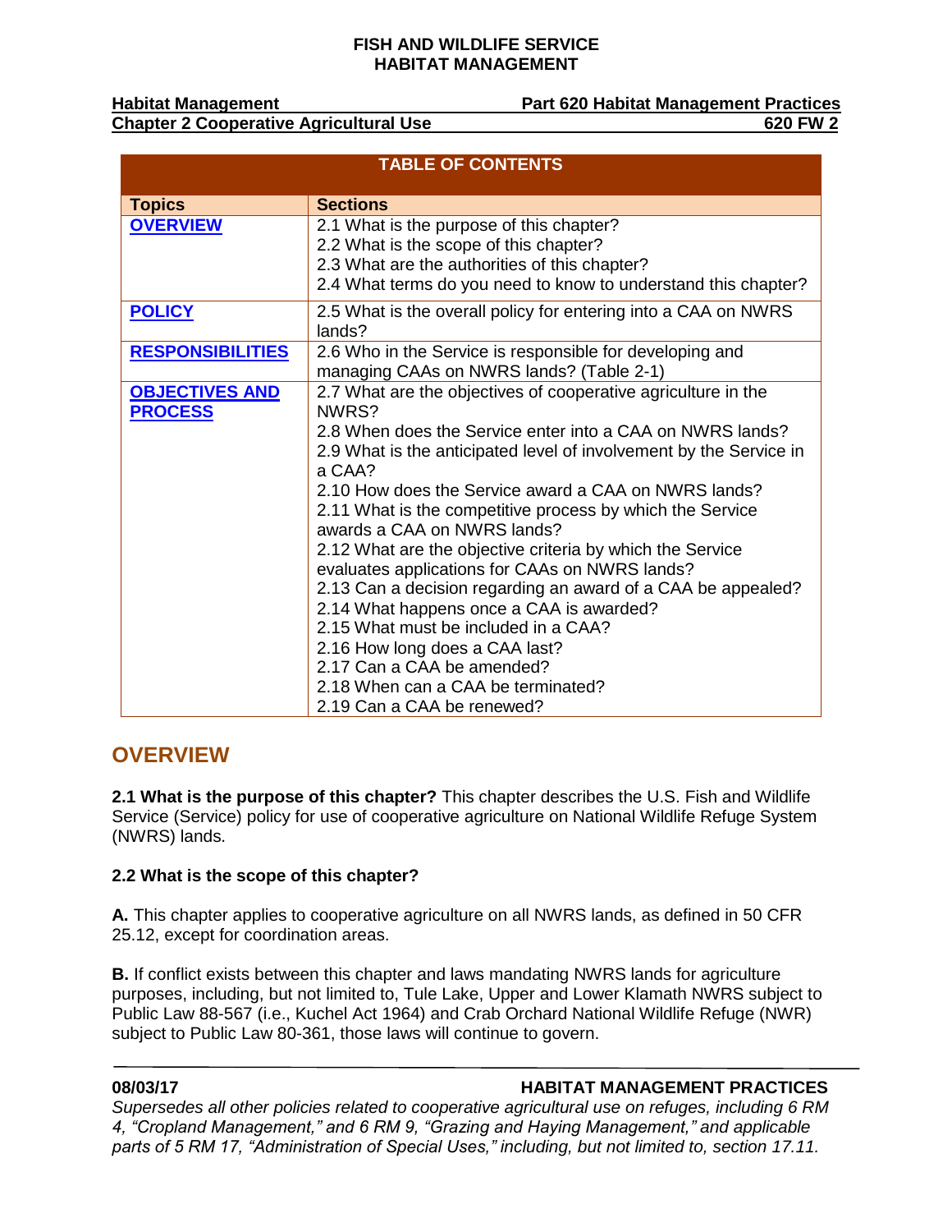# FISH AND WILDLIFE SERVICE
# HABITAT MANAGEMENT

**Habitat Management** | **Part 620 Habitat Management Practices**
**Chapter 2 Cooperative Agricultural Use** | **620 FW 2**

| TABLE OF CONTENTS | |
|---|---|
| **Topics** | **Sections** |
| **OVERVIEW** | 2.1 What is the purpose of this chapter?<br>2.2 What is the scope of this chapter?<br>2.3 What are the authorities of this chapter?<br>2.4 What terms do you need to know to understand this chapter? |
| **POLICY** | 2.5 What is the overall policy for entering into a CAA on NWRS lands? |
| **RESPONSIBILITIES** | 2.6 Who in the Service is responsible for developing and managing CAAs on NWRS lands? (Table 2-1) |
| **OBJECTIVES AND PROCESS** | 2.7 What are the objectives of cooperative agriculture in the NWRS?<br>2.8 When does the Service enter into a CAA on NWRS lands?<br>2.9 What is the anticipated level of involvement by the Service in a CAA?<br>2.10 How does the Service award a CAA on NWRS lands?<br>2.11 What is the competitive process by which the Service awards a CAA on NWRS lands?<br>2.12 What are the objective criteria by which the Service evaluates applications for CAAs on NWRS lands?<br>2.13 Can a decision regarding an award of a CAA be appealed?<br>2.14 What happens once a CAA is awarded?<br>2.15 What must be included in a CAA?<br>2.16 How long does a CAA last?<br>2.17 Can a CAA be amended?<br>2.18 When can a CAA be terminated?<br>2.19 Can a CAA be renewed? |

## OVERVIEW

**2.1 What is the purpose of this chapter?** This chapter describes the U.S. Fish and Wildlife Service (Service) policy for use of cooperative agriculture on National Wildlife Refuge System (NWRS) lands.

**2.2 What is the scope of this chapter?**

**A.** This chapter applies to cooperative agriculture on all NWRS lands, as defined in 50 CFR 25.12, except for coordination areas.

**B.** If conflict exists between this chapter and laws mandating NWRS lands for agriculture purposes, including, but not limited to, Tule Lake, Upper and Lower Klamath NWRS subject to Public Law 88-567 (i.e., Kuchel Act 1964) and Crab Orchard National Wildlife Refuge (NWR) subject to Public Law 80-361, those laws will continue to govern.

**08/03/17** **HABITAT MANAGEMENT PRACTICES**

*Supersedes all other policies related to cooperative agricultural use on refuges, including 6 RM 4, "Cropland Management," and 6 RM 9, "Grazing and Haying Management," and applicable parts of 5 RM 17, "Administration of Special Uses," including, but not limited to, section 17.11.*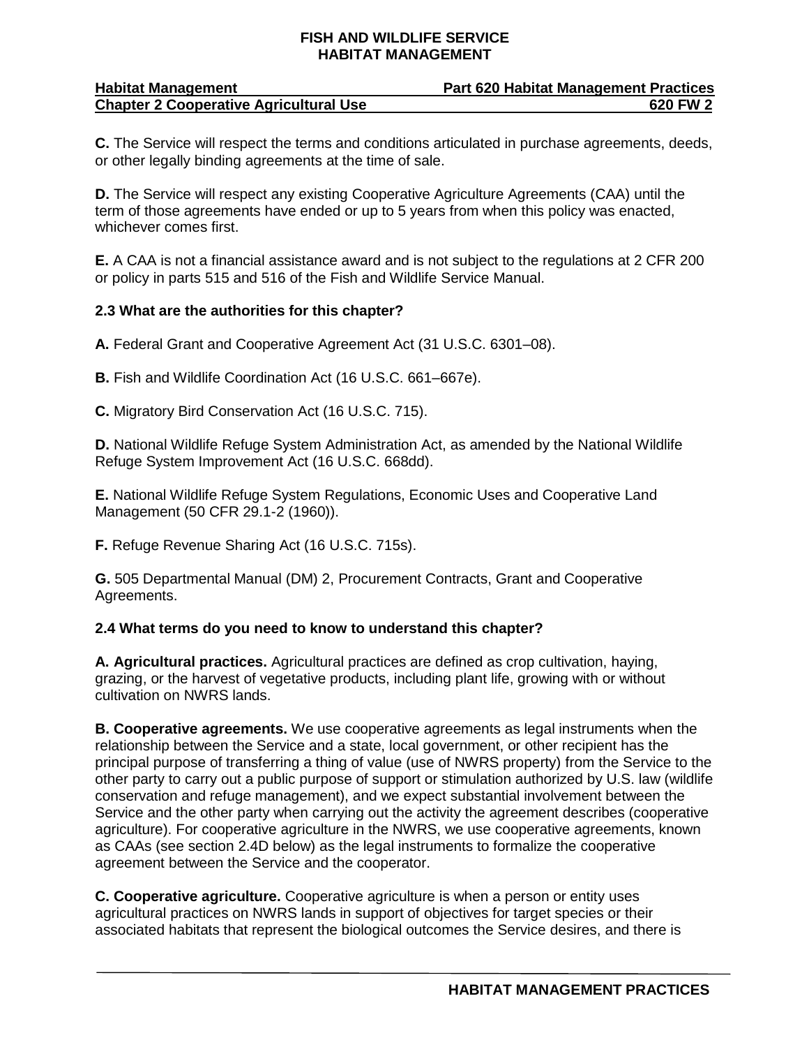**C.** The Service will respect the terms and conditions articulated in purchase agreements, deeds, or other legally binding agreements at the time of sale.

**D.** The Service will respect any existing Cooperative Agriculture Agreements (CAA) until the term of those agreements have ended or up to 5 years from when this policy was enacted, whichever comes first.

**E.** A CAA is not a financial assistance award and is not subject to the regulations at 2 CFR 200 or policy in parts 515 and 516 of the Fish and Wildlife Service Manual.

### 2.3 What are the authorities for this chapter?

**A.** Federal Grant and Cooperative Agreement Act (31 U.S.C. 6301–08).

**B.** Fish and Wildlife Coordination Act (16 U.S.C. 661–667e).

**C.** Migratory Bird Conservation Act (16 U.S.C. 715).

**D.** National Wildlife Refuge System Administration Act, as amended by the National Wildlife Refuge System Improvement Act (16 U.S.C. 668dd).

**E.** National Wildlife Refuge System Regulations, Economic Uses and Cooperative Land Management (50 CFR 29.1-2 (1960)).

**F.** Refuge Revenue Sharing Act (16 U.S.C. 715s).

**G.** 505 Departmental Manual (DM) 2, Procurement Contracts, Grant and Cooperative Agreements.

### 2.4 What terms do you need to know to understand this chapter?

**A. Agricultural practices.** Agricultural practices are defined as crop cultivation, haying, grazing, or the harvest of vegetative products, including plant life, growing with or without cultivation on NWRS lands.

**B. Cooperative agreements.** We use cooperative agreements as legal instruments when the relationship between the Service and a state, local government, or other recipient has the principal purpose of transferring a thing of value (use of NWRS property) from the Service to the other party to carry out a public purpose of support or stimulation authorized by U.S. law (wildlife conservation and refuge management), and we expect substantial involvement between the Service and the other party when carrying out the activity the agreement describes (cooperative agriculture). For cooperative agriculture in the NWRS, we use cooperative agreements, known as CAAs (see section 2.4D below) as the legal instruments to formalize the cooperative agreement between the Service and the cooperator.

**C. Cooperative agriculture.** Cooperative agriculture is when a person or entity uses agricultural practices on NWRS lands in support of objectives for target species or their associated habitats that represent the biological outcomes the Service desires, and there is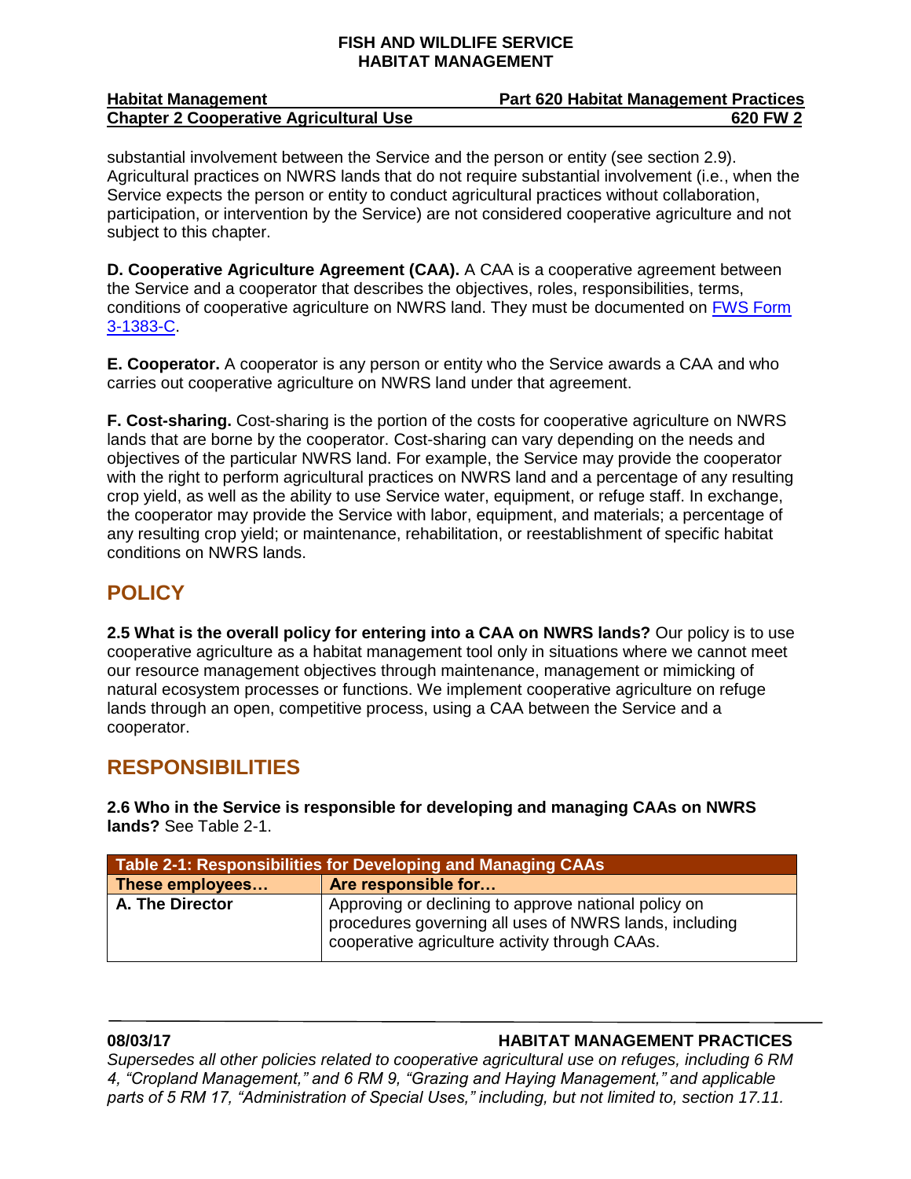substantial involvement between the Service and the person or entity (see section 2.9). Agricultural practices on NWRS lands that do not require substantial involvement (i.e., when the Service expects the person or entity to conduct agricultural practices without collaboration, participation, or intervention by the Service) are not considered cooperative agriculture and not subject to this chapter.

**D. Cooperative Agriculture Agreement (CAA).** A CAA is a cooperative agreement between the Service and a cooperator that describes the objectives, roles, responsibilities, terms, conditions of cooperative agriculture on NWRS land. They must be documented on FWS Form 3-1383-C.

**E. Cooperator.** A cooperator is any person or entity who the Service awards a CAA and who carries out cooperative agriculture on NWRS land under that agreement.

**F. Cost-sharing.** Cost-sharing is the portion of the costs for cooperative agriculture on NWRS lands that are borne by the cooperator. Cost-sharing can vary depending on the needs and objectives of the particular NWRS land. For example, the Service may provide the cooperator with the right to perform agricultural practices on NWRS land and a percentage of any resulting crop yield, as well as the ability to use Service water, equipment, or refuge staff. In exchange, the cooperator may provide the Service with labor, equipment, and materials; a percentage of any resulting crop yield; or maintenance, rehabilitation, or reestablishment of specific habitat conditions on NWRS lands.

## POLICY

**2.5 What is the overall policy for entering into a CAA on NWRS lands?** Our policy is to use cooperative agriculture as a habitat management tool only in situations where we cannot meet our resource management objectives through maintenance, management or mimicking of natural ecosystem processes or functions. We implement cooperative agriculture on refuge lands through an open, competitive process, using a CAA between the Service and a cooperator.

## RESPONSIBILITIES

**2.6 Who in the Service is responsible for developing and managing CAAs on NWRS lands?** See Table 2-1.

| Table 2-1: Responsibilities for Developing and Managing CAAs | |
|---|---|
| **These employees…** | **Are responsible for…** |
| **A. The Director** | Approving or declining to approve national policy on procedures governing all uses of NWRS lands, including cooperative agriculture activity through CAAs. |

*Supersedes all other policies related to cooperative agricultural use on refuges, including 6 RM 4, "Cropland Management," and 6 RM 9, "Grazing and Haying Management," and applicable parts of 5 RM 17, "Administration of Special Uses," including, but not limited to, section 17.11.*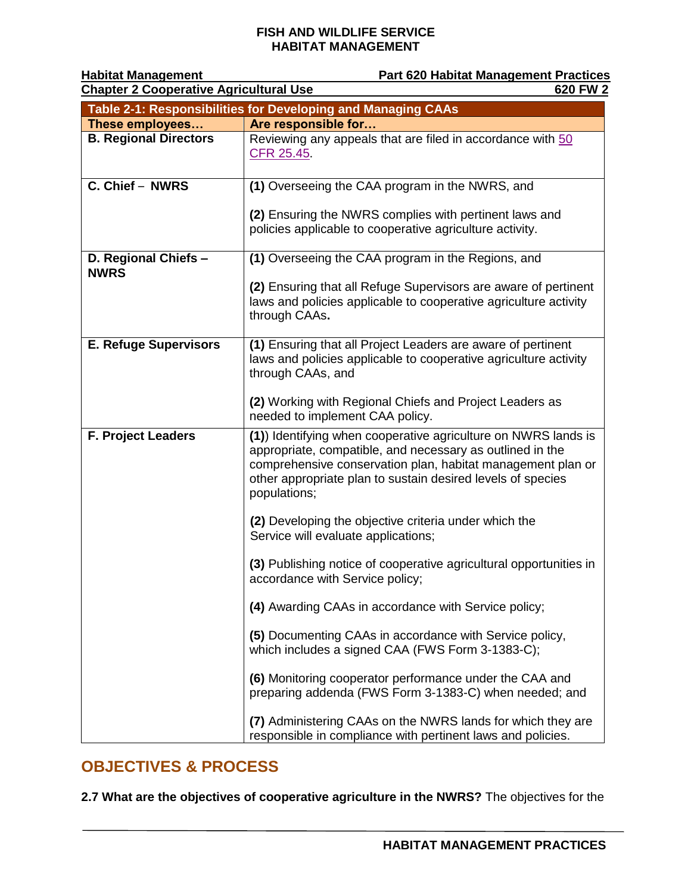| Table 2-1: Responsibilities for Developing and Managing CAAs | |
|---|---|
| **These employees…** | **Are responsible for…** |
| **B. Regional Directors** | Reviewing any appeals that are filed in accordance with 50 CFR 25.45. |
| **C. Chief – NWRS** | **(1)** Overseeing the CAA program in the NWRS, and<br><br>**(2)** Ensuring the NWRS complies with pertinent laws and policies applicable to cooperative agriculture activity. |
| **D. Regional Chiefs – NWRS** | **(1)** Overseeing the CAA program in the Regions, and<br><br>**(2)** Ensuring that all Refuge Supervisors are aware of pertinent laws and policies applicable to cooperative agriculture activity through CAAs**.** |
| **E. Refuge Supervisors** | **(1)** Ensuring that all Project Leaders are aware of pertinent laws and policies applicable to cooperative agriculture activity through CAAs, and<br><br>**(2)** Working with Regional Chiefs and Project Leaders as needed to implement CAA policy. |
| **F. Project Leaders** | **(1)**) Identifying when cooperative agriculture on NWRS lands is appropriate, compatible, and necessary as outlined in the comprehensive conservation plan, habitat management plan or other appropriate plan to sustain desired levels of species populations;<br><br>**(2)** Developing the objective criteria under which the Service will evaluate applications;<br><br>**(3)** Publishing notice of cooperative agricultural opportunities in accordance with Service policy;<br><br>**(4)** Awarding CAAs in accordance with Service policy;<br><br>**(5)** Documenting CAAs in accordance with Service policy, which includes a signed CAA (FWS Form 3-1383-C);<br><br>**(6)** Monitoring cooperator performance under the CAA and preparing addenda (FWS Form 3-1383-C) when needed; and<br><br>**(7)** Administering CAAs on the NWRS lands for which they are responsible in compliance with pertinent laws and policies. |

## OBJECTIVES & PROCESS

**2.7 What are the objectives of cooperative agriculture in the NWRS?** The objectives for the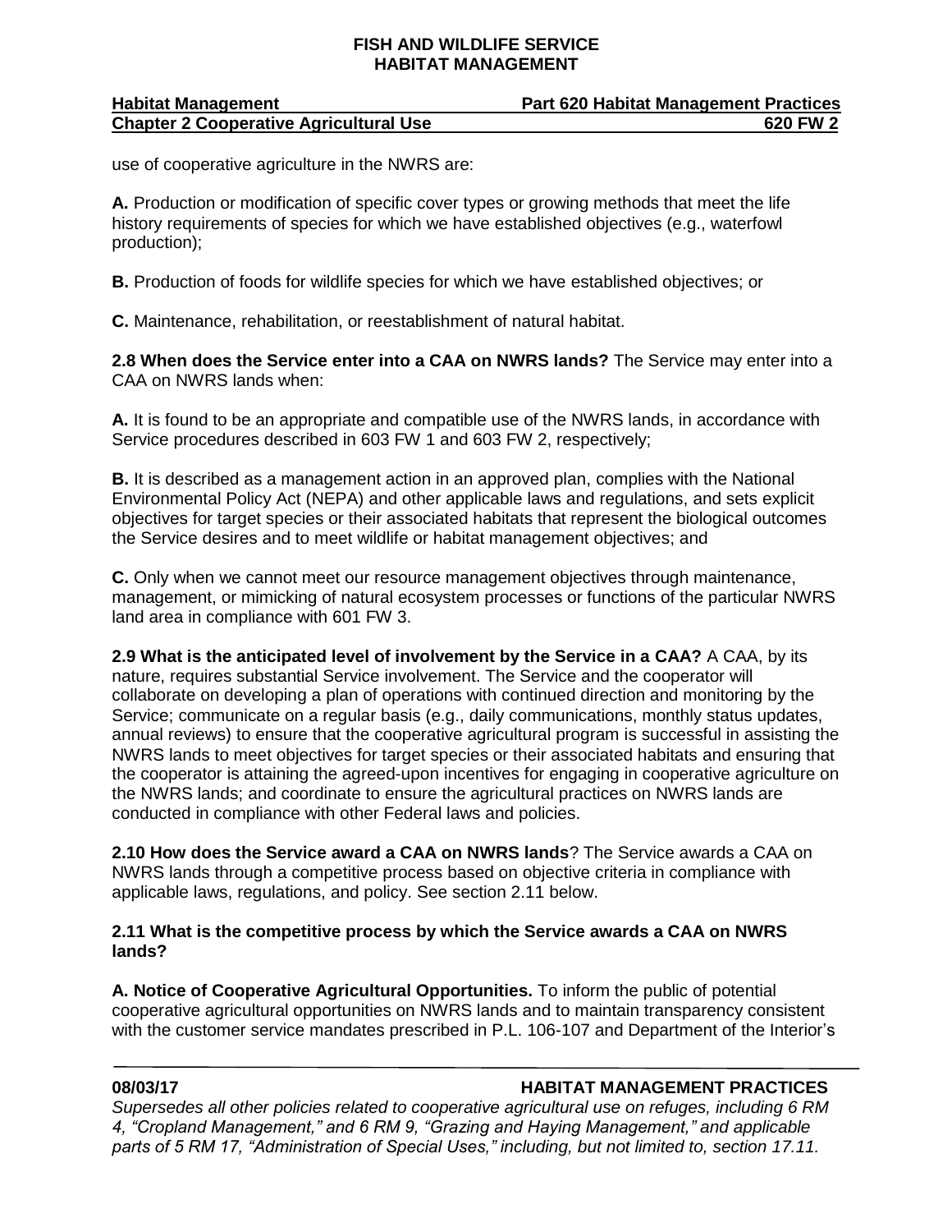use of cooperative agriculture in the NWRS are:

**A.** Production or modification of specific cover types or growing methods that meet the life history requirements of species for which we have established objectives (e.g., waterfowl production);

**B.** Production of foods for wildlife species for which we have established objectives; or

**C.** Maintenance, rehabilitation, or reestablishment of natural habitat.

**2.8 When does the Service enter into a CAA on NWRS lands?** The Service may enter into a CAA on NWRS lands when:

**A.** It is found to be an appropriate and compatible use of the NWRS lands, in accordance with Service procedures described in 603 FW 1 and 603 FW 2, respectively;

**B.** It is described as a management action in an approved plan, complies with the National Environmental Policy Act (NEPA) and other applicable laws and regulations, and sets explicit objectives for target species or their associated habitats that represent the biological outcomes the Service desires and to meet wildlife or habitat management objectives; and

**C.** Only when we cannot meet our resource management objectives through maintenance, management, or mimicking of natural ecosystem processes or functions of the particular NWRS land area in compliance with 601 FW 3.

**2.9 What is the anticipated level of involvement by the Service in a CAA?** A CAA, by its nature, requires substantial Service involvement. The Service and the cooperator will collaborate on developing a plan of operations with continued direction and monitoring by the Service; communicate on a regular basis (e.g., daily communications, monthly status updates, annual reviews) to ensure that the cooperative agricultural program is successful in assisting the NWRS lands to meet objectives for target species or their associated habitats and ensuring that the cooperator is attaining the agreed-upon incentives for engaging in cooperative agriculture on the NWRS lands; and coordinate to ensure the agricultural practices on NWRS lands are conducted in compliance with other Federal laws and policies.

**2.10 How does the Service award a CAA on NWRS lands**? The Service awards a CAA on NWRS lands through a competitive process based on objective criteria in compliance with applicable laws, regulations, and policy. See section 2.11 below.

**2.11 What is the competitive process by which the Service awards a CAA on NWRS lands?**

**A. Notice of Cooperative Agricultural Opportunities.** To inform the public of potential cooperative agricultural opportunities on NWRS lands and to maintain transparency consistent with the customer service mandates prescribed in P.L. 106-107 and Department of the Interior's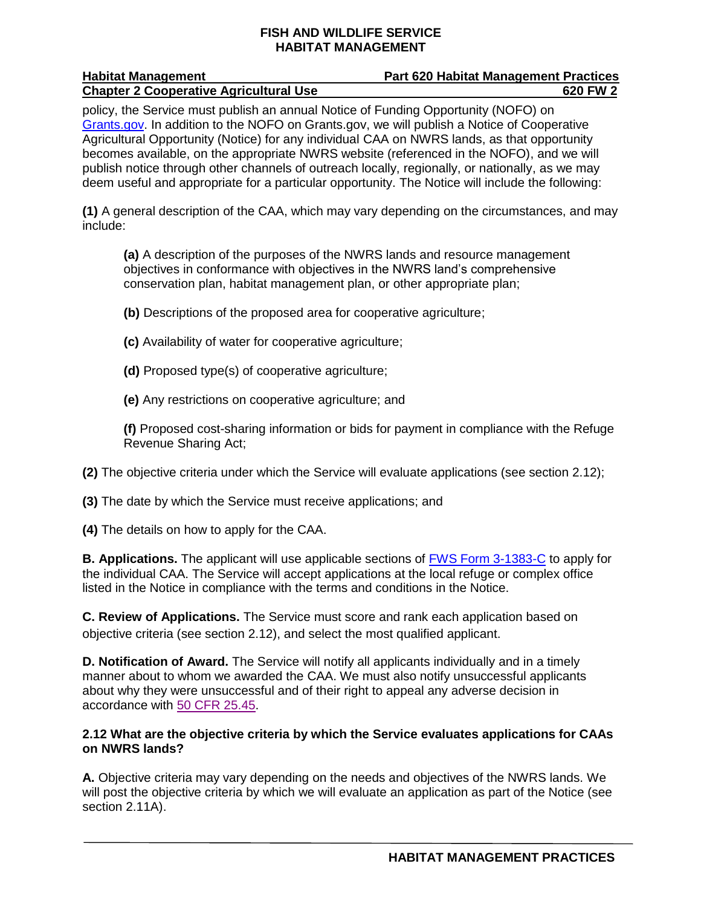policy, the Service must publish an annual Notice of Funding Opportunity (NOFO) on Grants.gov. In addition to the NOFO on Grants.gov, we will publish a Notice of Cooperative Agricultural Opportunity (Notice) for any individual CAA on NWRS lands, as that opportunity becomes available, on the appropriate NWRS website (referenced in the NOFO), and we will publish notice through other channels of outreach locally, regionally, or nationally, as we may deem useful and appropriate for a particular opportunity. The Notice will include the following:

**(1)** A general description of the CAA, which may vary depending on the circumstances, and may include:

> **(a)** A description of the purposes of the NWRS lands and resource management objectives in conformance with objectives in the NWRS land's comprehensive conservation plan, habitat management plan, or other appropriate plan;
>
> **(b)** Descriptions of the proposed area for cooperative agriculture;
>
> **(c)** Availability of water for cooperative agriculture;
>
> **(d)** Proposed type(s) of cooperative agriculture;
>
> **(e)** Any restrictions on cooperative agriculture; and
>
> **(f)** Proposed cost-sharing information or bids for payment in compliance with the Refuge Revenue Sharing Act;

**(2)** The objective criteria under which the Service will evaluate applications (see section 2.12);

**(3)** The date by which the Service must receive applications; and

**(4)** The details on how to apply for the CAA.

**B. Applications.** The applicant will use applicable sections of FWS Form 3-1383-C to apply for the individual CAA. The Service will accept applications at the local refuge or complex office listed in the Notice in compliance with the terms and conditions in the Notice.

**C. Review of Applications.** The Service must score and rank each application based on objective criteria (see section 2.12), and select the most qualified applicant.

**D. Notification of Award.** The Service will notify all applicants individually and in a timely manner about to whom we awarded the CAA. We must also notify unsuccessful applicants about why they were unsuccessful and of their right to appeal any adverse decision in accordance with 50 CFR 25.45.

### 2.12 What are the objective criteria by which the Service evaluates applications for CAAs on NWRS lands?

**A.** Objective criteria may vary depending on the needs and objectives of the NWRS lands. We will post the objective criteria by which we will evaluate an application as part of the Notice (see section 2.11A).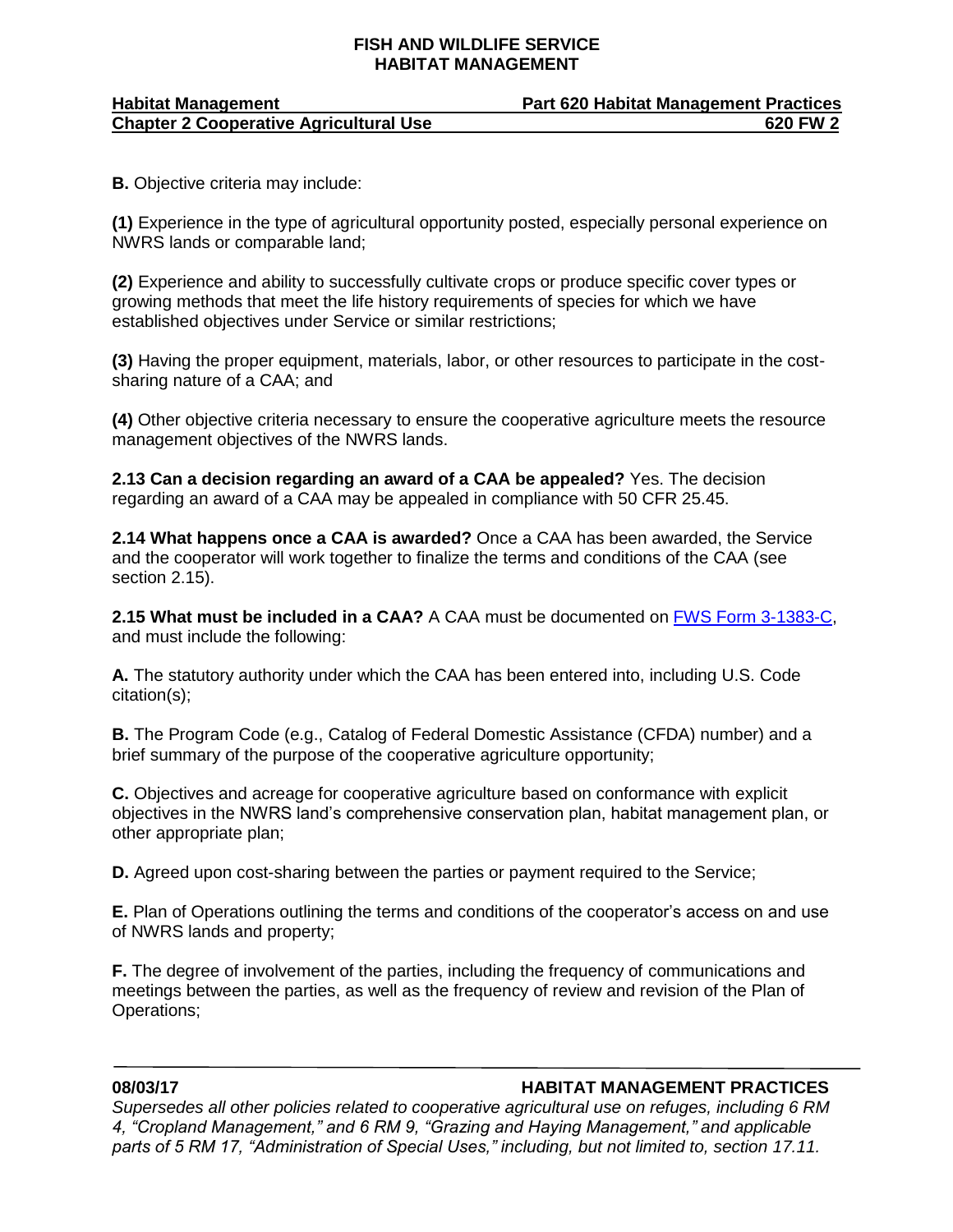**B.** Objective criteria may include:

**(1)** Experience in the type of agricultural opportunity posted, especially personal experience on NWRS lands or comparable land;

**(2)** Experience and ability to successfully cultivate crops or produce specific cover types or growing methods that meet the life history requirements of species for which we have established objectives under Service or similar restrictions;

**(3)** Having the proper equipment, materials, labor, or other resources to participate in the cost-sharing nature of a CAA; and

**(4)** Other objective criteria necessary to ensure the cooperative agriculture meets the resource management objectives of the NWRS lands.

**2.13 Can a decision regarding an award of a CAA be appealed?** Yes. The decision regarding an award of a CAA may be appealed in compliance with 50 CFR 25.45.

**2.14 What happens once a CAA is awarded?** Once a CAA has been awarded, the Service and the cooperator will work together to finalize the terms and conditions of the CAA (see section 2.15).

**2.15 What must be included in a CAA?** A CAA must be documented on FWS Form 3-1383-C, and must include the following:

**A.** The statutory authority under which the CAA has been entered into, including U.S. Code citation(s);

**B.** The Program Code (e.g., Catalog of Federal Domestic Assistance (CFDA) number) and a brief summary of the purpose of the cooperative agriculture opportunity;

**C.** Objectives and acreage for cooperative agriculture based on conformance with explicit objectives in the NWRS land's comprehensive conservation plan, habitat management plan, or other appropriate plan;

**D.** Agreed upon cost-sharing between the parties or payment required to the Service;

**E.** Plan of Operations outlining the terms and conditions of the cooperator's access on and use of NWRS lands and property;

**F.** The degree of involvement of the parties, including the frequency of communications and meetings between the parties, as well as the frequency of review and revision of the Plan of Operations;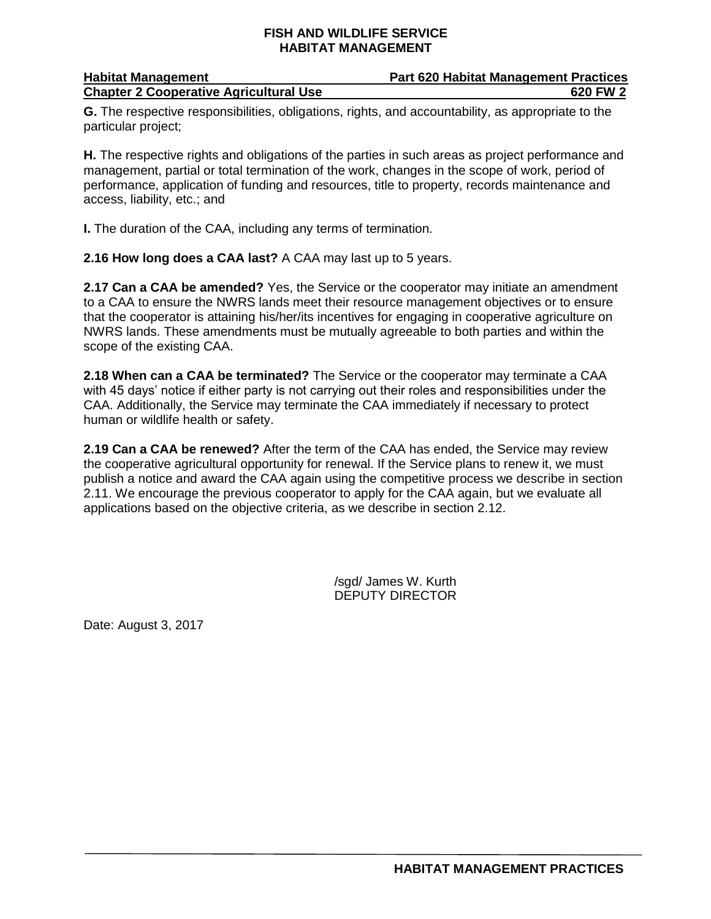**G.** The respective responsibilities, obligations, rights, and accountability, as appropriate to the particular project;

**H.** The respective rights and obligations of the parties in such areas as project performance and management, partial or total termination of the work, changes in the scope of work, period of performance, application of funding and resources, title to property, records maintenance and access, liability, etc.; and

**I.** The duration of the CAA, including any terms of termination.

**2.16 How long does a CAA last?** A CAA may last up to 5 years.

**2.17 Can a CAA be amended?** Yes, the Service or the cooperator may initiate an amendment to a CAA to ensure the NWRS lands meet their resource management objectives or to ensure that the cooperator is attaining his/her/its incentives for engaging in cooperative agriculture on NWRS lands. These amendments must be mutually agreeable to both parties and within the scope of the existing CAA.

**2.18 When can a CAA be terminated?** The Service or the cooperator may terminate a CAA with 45 days' notice if either party is not carrying out their roles and responsibilities under the CAA. Additionally, the Service may terminate the CAA immediately if necessary to protect human or wildlife health or safety.

**2.19 Can a CAA be renewed?** After the term of the CAA has ended, the Service may review the cooperative agricultural opportunity for renewal. If the Service plans to renew it, we must publish a notice and award the CAA again using the competitive process we describe in section 2.11. We encourage the previous cooperator to apply for the CAA again, but we evaluate all applications based on the objective criteria, as we describe in section 2.12.

/sgd/ James W. Kurth
DEPUTY DIRECTOR

Date: August 3, 2017